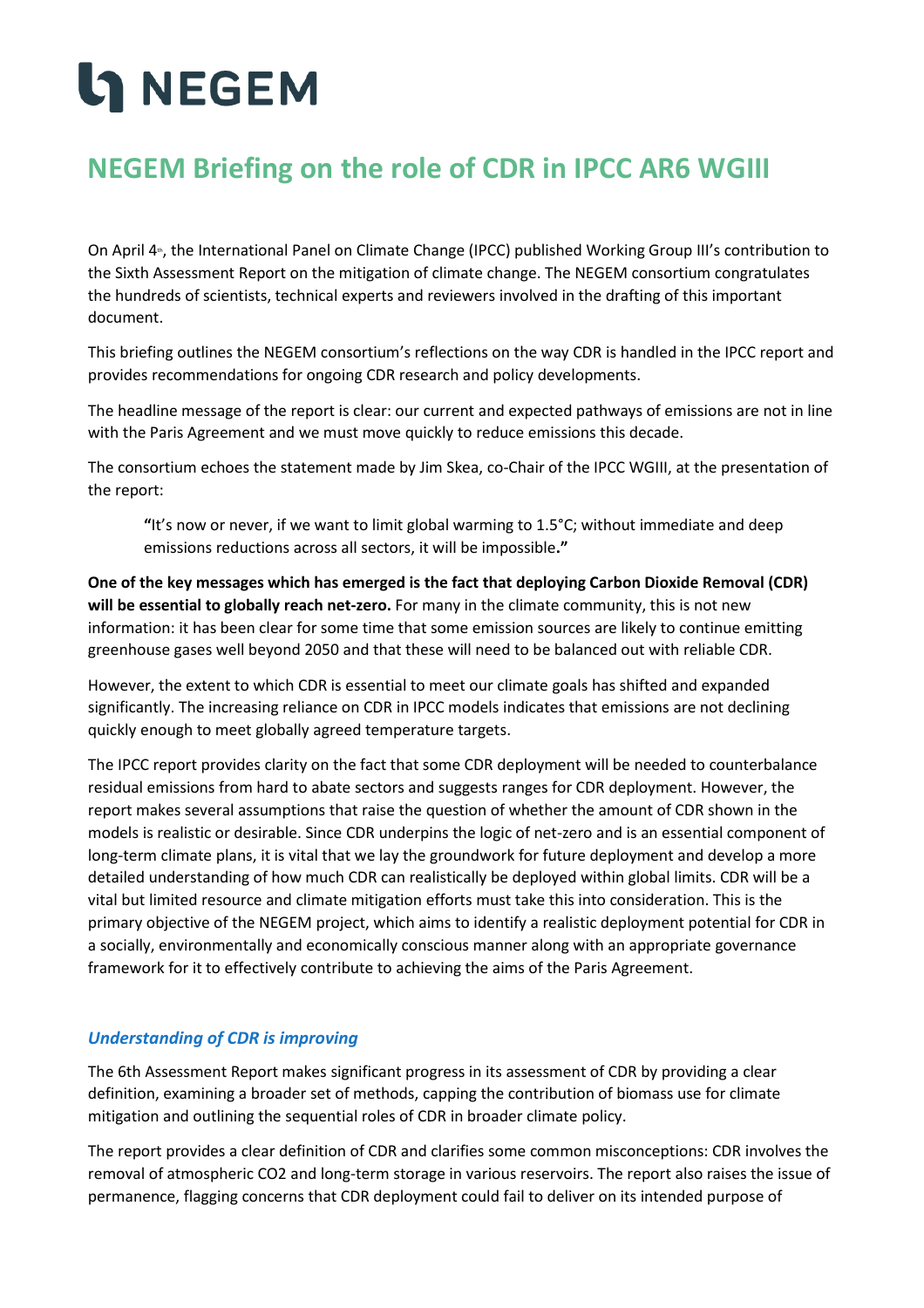# NEGEM

## NEGEM Briefing on the role of CDR in IPCC AR6 WGIII

On April 4th, the International Panel on Climate Change (IPCC) published Working Group III's contribution to the Sixth Assessment Report on the mitigation of climate change. The NEGEM consortium congratulates the hundreds of scientists, technical experts and reviewers involved in the drafting of this important document.

This briefing outlines the NEGEM consortium's reflections on the way CDR is handled in the IPCC report and provides recommendations for ongoing CDR research and policy developments.

The headline message of the report is clear: our current and expected pathways of emissions are not in line with the Paris Agreement and we must move quickly to reduce emissions this decade.

The consortium echoes the statement made by Jim Skea, co-Chair of the IPCC WGIII, at the presentation of the report:

> **"**It's now or never, if we want to limit global warming to 1.5°C; without immediate and deep emissions reductions across all sectors, it will be impossible**."**

**One of the key messages which has emerged is the fact that deploying Carbon Dioxide Removal (CDR) will be essential to globally reach net-zero.** For many in the climate community, this is not new information: it has been clear for some time that some emission sources are likely to continue emitting greenhouse gases well beyond 2050 and that these will need to be balanced out with reliable CDR.

However, the extent to which CDR is essential to meet our climate goals has shifted and expanded significantly. The increasing reliance on CDR in IPCC models indicates that emissions are not declining quickly enough to meet globally agreed temperature targets.

The IPCC report provides clarity on the fact that some CDR deployment will be needed to counterbalance residual emissions from hard to abate sectors and suggests ranges for CDR deployment. However, the report makes several assumptions that raise the question of whether the amount of CDR shown in the models is realistic or desirable. Since CDR underpins the logic of net-zero and is an essential component of long-term climate plans, it is vital that we lay the groundwork for future deployment and develop a more detailed understanding of how much CDR can realistically be deployed within global limits. CDR will be a vital but limited resource and climate mitigation efforts must take this into consideration. This is the primary objective of the NEGEM project, which aims to identify a realistic deployment potential for CDR in a socially, environmentally and economically conscious manner along with an appropriate governance framework for it to effectively contribute to achieving the aims of the Paris Agreement.

### *Understanding of CDR is improving*

The 6th Assessment Report makes significant progress in its assessment of CDR by providing a clear definition, examining a broader set of methods, capping the contribution of biomass use for climate mitigation and outlining the sequential roles of CDR in broader climate policy.

The report provides a clear definition of CDR and clarifies some common misconceptions: CDR involves the removal of atmospheric CO2 and long-term storage in various reservoirs. The report also raises the issue of permanence, flagging concerns that CDR deployment could fail to deliver on its intended purpose of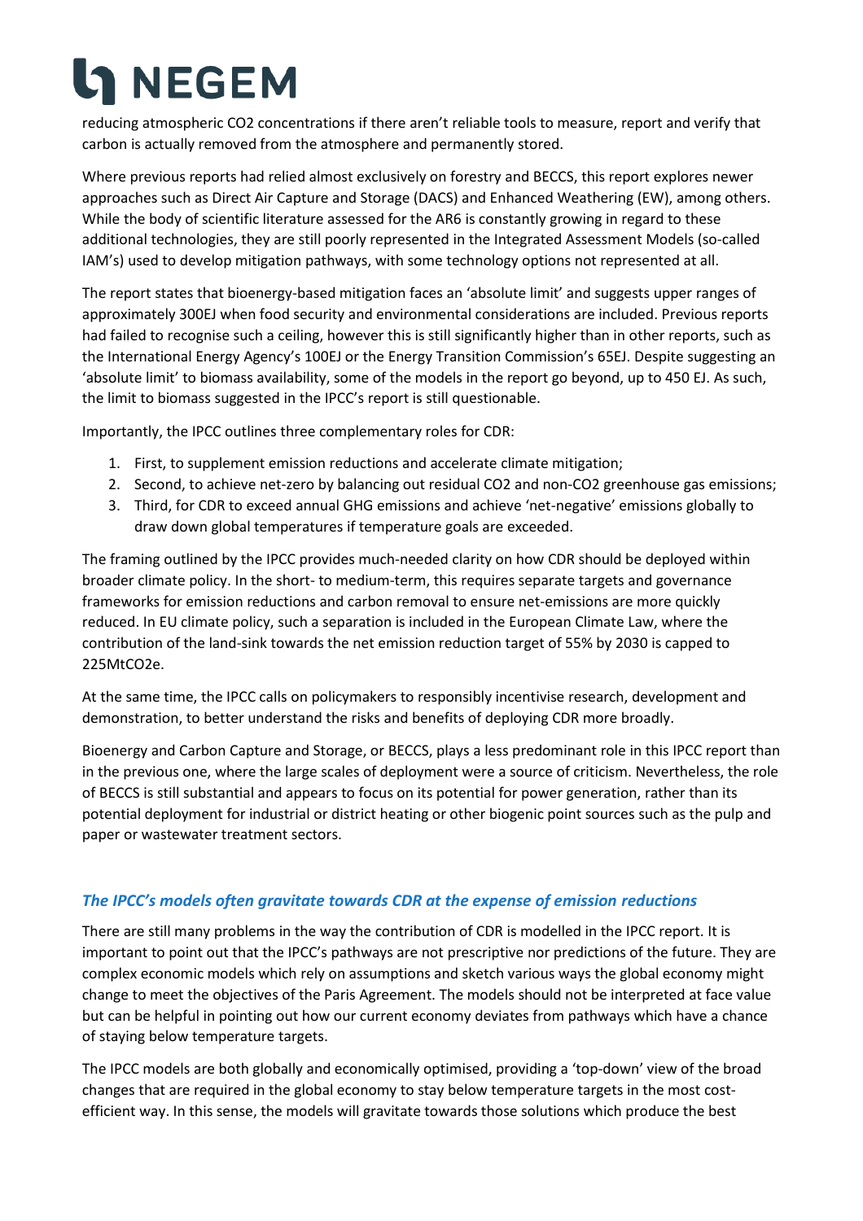reducing atmospheric $CO_2$ concentrations if there aren't reliable tools to measure, report and verify that carbon is actually removed from the atmosphere and permanently stored.

Where previous reports had relied almost exclusively on forestry and BECCS, this report explores newer approaches such as Direct Air Capture and Storage (DACS) and Enhanced Weathering (EW), among others. While the body of scientific literature assessed for the AR6 is constantly growing in regard to these additional technologies, they are still poorly represented in the Integrated Assessment Models (so-called IAM's) used to develop mitigation pathways, with some technology options not represented at all.

The report states that bioenergy-based mitigation faces an 'absolute limit' and suggests upper ranges of approximately 300EJ when food security and environmental considerations are included. Previous reports had failed to recognise such a ceiling, however this is still significantly higher than in other reports, such as the International Energy Agency's 100EJ or the Energy Transition Commission's 65EJ. Despite suggesting an 'absolute limit' to biomass availability, some of the models in the report go beyond, up to 450 EJ. As such, the limit to biomass suggested in the IPCC's report is still questionable.

Importantly, the IPCC outlines three complementary roles for CDR:

1. First, to supplement emission reductions and accelerate climate mitigation;
2. Second, to achieve net-zero by balancing out residual $CO_2$ and non-$CO_2$ greenhouse gas emissions;
3. Third, for CDR to exceed annual GHG emissions and achieve 'net-negative' emissions globally to draw down global temperatures if temperature goals are exceeded.

The framing outlined by the IPCC provides much-needed clarity on how CDR should be deployed within broader climate policy. In the short- to medium-term, this requires separate targets and governance frameworks for emission reductions and carbon removal to ensure net-emissions are more quickly reduced. In EU climate policy, such a separation is included in the European Climate Law, where the contribution of the land-sink towards the net emission reduction target of 55% by 2030 is capped to 225Mt$CO_2$e.

At the same time, the IPCC calls on policymakers to responsibly incentivise research, development and demonstration, to better understand the risks and benefits of deploying CDR more broadly.

Bioenergy and Carbon Capture and Storage, or BECCS, plays a less predominant role in this IPCC report than in the previous one, where the large scales of deployment were a source of criticism. Nevertheless, the role of BECCS is still substantial and appears to focus on its potential for power generation, rather than its potential deployment for industrial or district heating or other biogenic point sources such as the pulp and paper or wastewater treatment sectors.

### *The IPCC's models often gravitate towards CDR at the expense of emission reductions*

There are still many problems in the way the contribution of CDR is modelled in the IPCC report. It is important to point out that the IPCC's pathways are not prescriptive nor predictions of the future. They are complex economic models which rely on assumptions and sketch various ways the global economy might change to meet the objectives of the Paris Agreement. The models should not be interpreted at face value but can be helpful in pointing out how our current economy deviates from pathways which have a chance of staying below temperature targets.

The IPCC models are both globally and economically optimised, providing a 'top-down' view of the broad changes that are required in the global economy to stay below temperature targets in the most cost-efficient way. In this sense, the models will gravitate towards those solutions which produce the best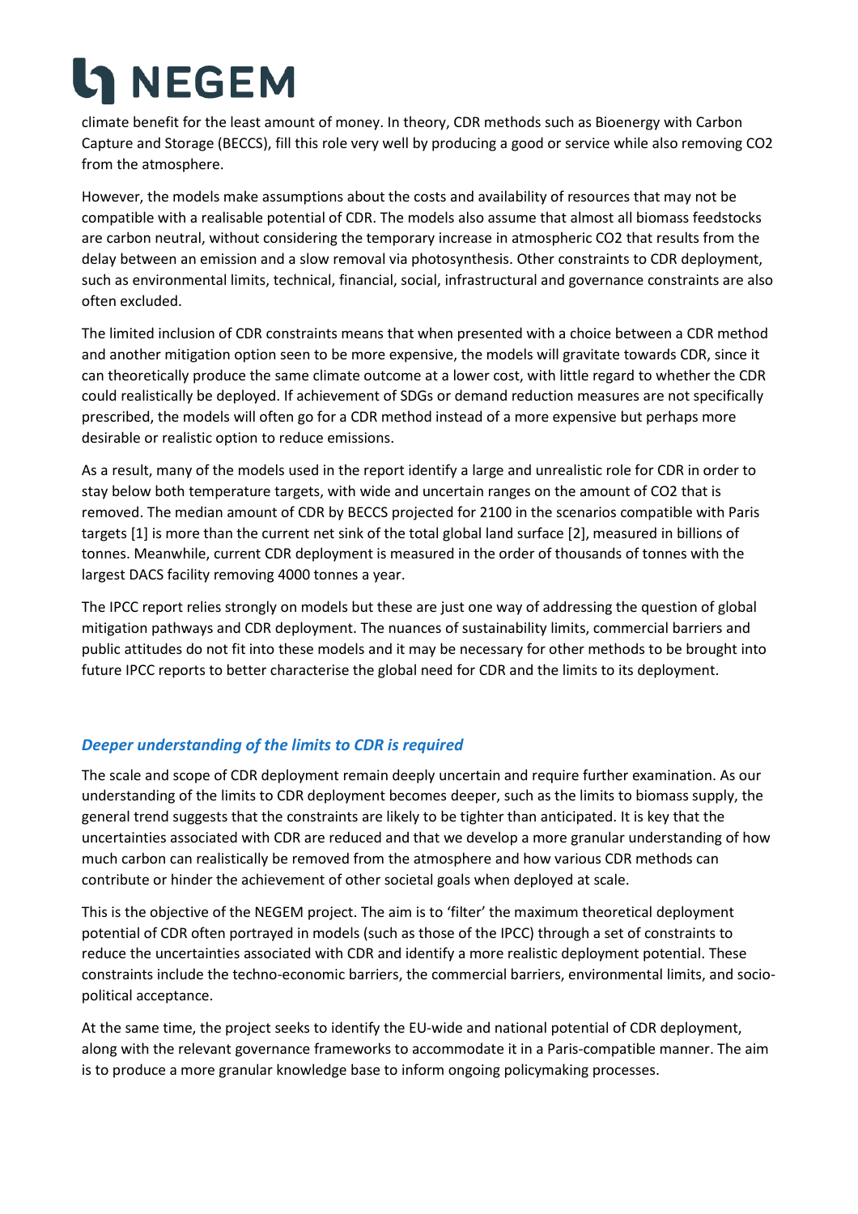climate benefit for the least amount of money. In theory, CDR methods such as Bioenergy with Carbon Capture and Storage (BECCS), fill this role very well by producing a good or service while also removing CO2 from the atmosphere.

However, the models make assumptions about the costs and availability of resources that may not be compatible with a realisable potential of CDR. The models also assume that almost all biomass feedstocks are carbon neutral, without considering the temporary increase in atmospheric CO2 that results from the delay between an emission and a slow removal via photosynthesis. Other constraints to CDR deployment, such as environmental limits, technical, financial, social, infrastructural and governance constraints are also often excluded.

The limited inclusion of CDR constraints means that when presented with a choice between a CDR method and another mitigation option seen to be more expensive, the models will gravitate towards CDR, since it can theoretically produce the same climate outcome at a lower cost, with little regard to whether the CDR could realistically be deployed. If achievement of SDGs or demand reduction measures are not specifically prescribed, the models will often go for a CDR method instead of a more expensive but perhaps more desirable or realistic option to reduce emissions.

As a result, many of the models used in the report identify a large and unrealistic role for CDR in order to stay below both temperature targets, with wide and uncertain ranges on the amount of CO2 that is removed. The median amount of CDR by BECCS projected for 2100 in the scenarios compatible with Paris targets [1] is more than the current net sink of the total global land surface [2], measured in billions of tonnes. Meanwhile, current CDR deployment is measured in the order of thousands of tonnes with the largest DACS facility removing 4000 tonnes a year.

The IPCC report relies strongly on models but these are just one way of addressing the question of global mitigation pathways and CDR deployment. The nuances of sustainability limits, commercial barriers and public attitudes do not fit into these models and it may be necessary for other methods to be brought into future IPCC reports to better characterise the global need for CDR and the limits to its deployment.

### *Deeper understanding of the limits to CDR is required*

The scale and scope of CDR deployment remain deeply uncertain and require further examination. As our understanding of the limits to CDR deployment becomes deeper, such as the limits to biomass supply, the general trend suggests that the constraints are likely to be tighter than anticipated. It is key that the uncertainties associated with CDR are reduced and that we develop a more granular understanding of how much carbon can realistically be removed from the atmosphere and how various CDR methods can contribute or hinder the achievement of other societal goals when deployed at scale.

This is the objective of the NEGEM project. The aim is to 'filter' the maximum theoretical deployment potential of CDR often portrayed in models (such as those of the IPCC) through a set of constraints to reduce the uncertainties associated with CDR and identify a more realistic deployment potential. These constraints include the techno-economic barriers, the commercial barriers, environmental limits, and socio-political acceptance.

At the same time, the project seeks to identify the EU-wide and national potential of CDR deployment, along with the relevant governance frameworks to accommodate it in a Paris-compatible manner. The aim is to produce a more granular knowledge base to inform ongoing policymaking processes.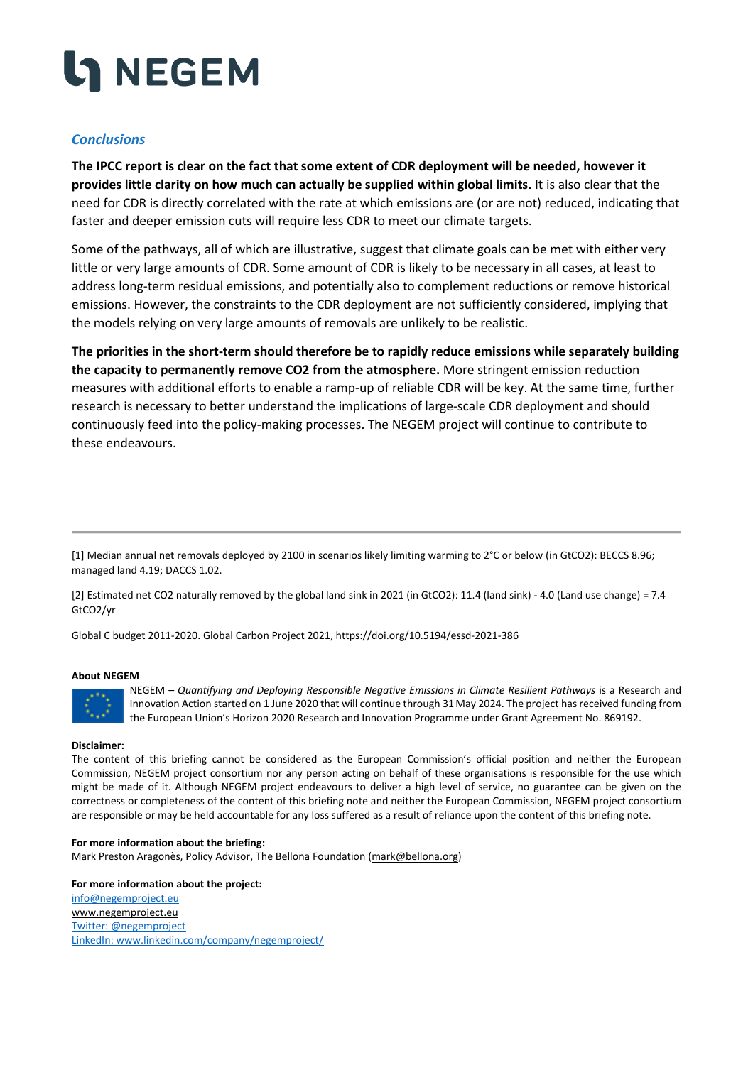# NEGEM

## *Conclusions*

**The IPCC report is clear on the fact that some extent of CDR deployment will be needed, however it provides little clarity on how much can actually be supplied within global limits.** It is also clear that the need for CDR is directly correlated with the rate at which emissions are (or are not) reduced, indicating that faster and deeper emission cuts will require less CDR to meet our climate targets.

Some of the pathways, all of which are illustrative, suggest that climate goals can be met with either very little or very large amounts of CDR. Some amount of CDR is likely to be necessary in all cases, at least to address long-term residual emissions, and potentially also to complement reductions or remove historical emissions. However, the constraints to the CDR deployment are not sufficiently considered, implying that the models relying on very large amounts of removals are unlikely to be realistic.

**The priorities in the short-term should therefore be to rapidly reduce emissions while separately building the capacity to permanently remove CO2 from the atmosphere.** More stringent emission reduction measures with additional efforts to enable a ramp-up of reliable CDR will be key. At the same time, further research is necessary to better understand the implications of large-scale CDR deployment and should continuously feed into the policy-making processes. The NEGEM project will continue to contribute to these endeavours.

---

[1] Median annual net removals deployed by 2100 in scenarios likely limiting warming to 2°C or below (in GtCO2): BECCS 8.96; managed land 4.19; DACCS 1.02.

[2] Estimated net CO2 naturally removed by the global land sink in 2021 (in GtCO2): 11.4 (land sink) - 4.0 (Land use change) = 7.4 GtCO2/yr

Global C budget 2011-2020. Global Carbon Project 2021, https://doi.org/10.5194/essd-2021-386

**About NEGEM**

NEGEM – *Quantifying and Deploying Responsible Negative Emissions in Climate Resilient Pathways* is a Research and Innovation Action started on 1 June 2020 that will continue through 31 May 2024. The project has received funding from the European Union's Horizon 2020 Research and Innovation Programme under Grant Agreement No. 869192.

**Disclaimer:**

The content of this briefing cannot be considered as the European Commission's official position and neither the European Commission, NEGEM project consortium nor any person acting on behalf of these organisations is responsible for the use which might be made of it. Although NEGEM project endeavours to deliver a high level of service, no guarantee can be given on the correctness or completeness of the content of this briefing note and neither the European Commission, NEGEM project consortium are responsible or may be held accountable for any loss suffered as a result of reliance upon the content of this briefing note.

**For more information about the briefing:**

Mark Preston Aragonès, Policy Advisor, The Bellona Foundation (mark@bellona.org)

**For more information about the project:**

info@negemproject.eu
www.negemproject.eu
Twitter: @negemproject
LinkedIn: www.linkedin.com/company/negemproject/